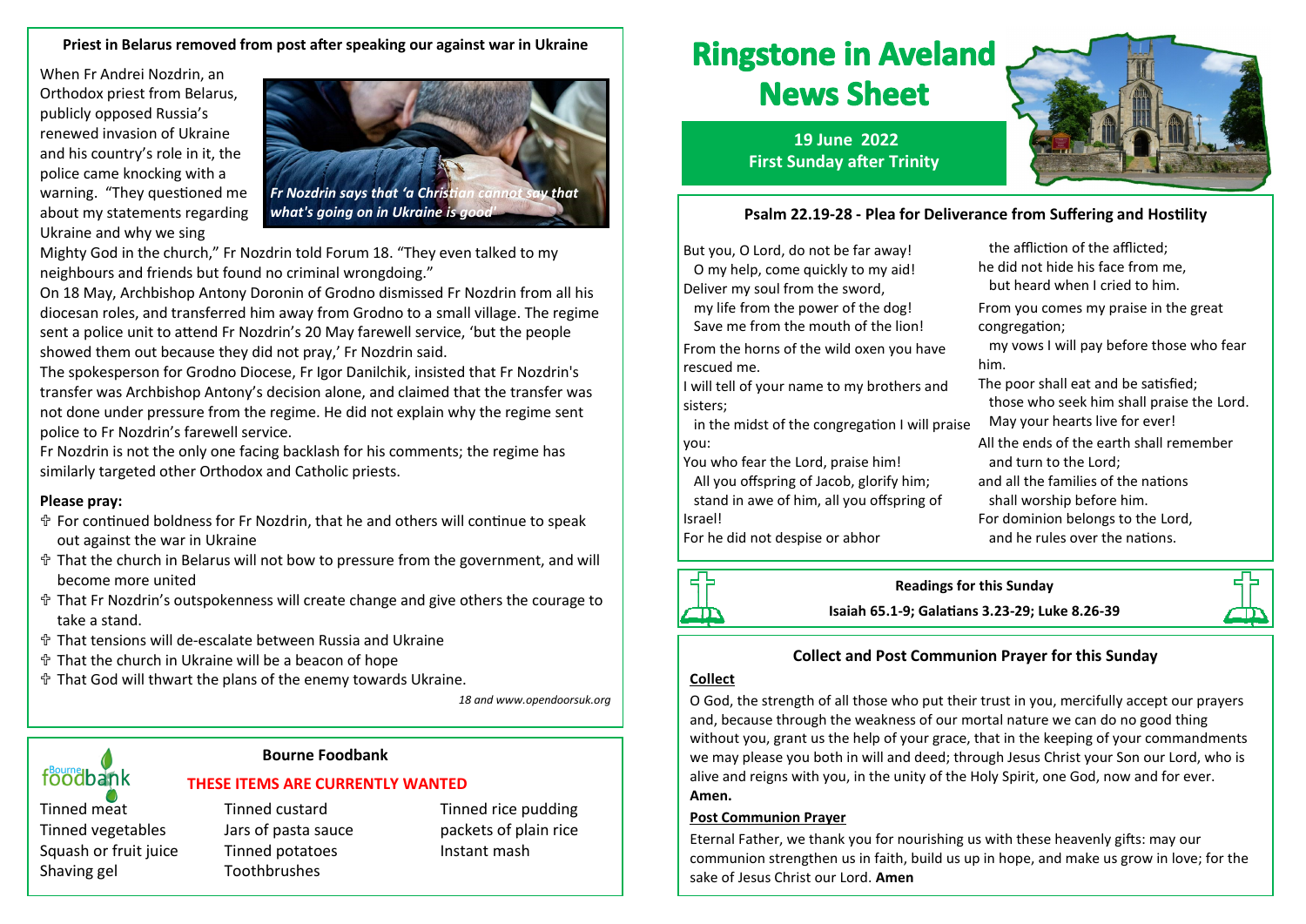# Ringstone in Aveland News Sheet

**19 June 2022**
**First Sunday after Trinity**

### Priest in Belarus removed from post after speaking our against war in Ukraine

When Fr Andrei Nozdrin, an Orthodox priest from Belarus, publicly opposed Russia's renewed invasion of Ukraine and his country's role in it, the police came knocking with a warning. "They questioned me about my statements regarding Ukraine and why we sing Mighty God in the church," Fr Nozdrin told Forum 18. "They even talked to my neighbours and friends but found no criminal wrongdoing."

*Fr Nozdrin says that 'a Christian cannot say that what's going on in Ukraine is good'*

On 18 May, Archbishop Antony Doronin of Grodno dismissed Fr Nozdrin from all his diocesan roles, and transferred him away from Grodno to a small village. The regime sent a police unit to attend Fr Nozdrin's 20 May farewell service, 'but the people showed them out because they did not pray,' Fr Nozdrin said.

The spokesperson for Grodno Diocese, Fr Igor Danilchik, insisted that Fr Nozdrin's transfer was Archbishop Antony's decision alone, and claimed that the transfer was not done under pressure from the regime. He did not explain why the regime sent police to Fr Nozdrin's farewell service.

Fr Nozdrin is not the only one facing backlash for his comments; the regime has similarly targeted other Orthodox and Catholic priests.

**Please pray:**

- ✞ For continued boldness for Fr Nozdrin, that he and others will continue to speak out against the war in Ukraine
- ✞ That the church in Belarus will not bow to pressure from the government, and will become more united
- ✞ That Fr Nozdrin's outspokenness will create change and give others the courage to take a stand.
- ✞ That tensions will de-escalate between Russia and Ukraine
- ✞ That the church in Ukraine will be a beacon of hope
- ✞ That God will thwart the plans of the enemy towards Ukraine.

*18 and www.opendoorsuk.org*

### Bourne Foodbank

**THESE ITEMS ARE CURRENTLY WANTED**

| | | |
|---|---|---|
| Tinned meat | Tinned custard | Tinned rice pudding |
| Tinned vegetables | Jars of pasta sauce | packets of plain rice |
| Squash or fruit juice | Tinned potatoes | Instant mash |
| Shaving gel | Toothbrushes | |

### Psalm 22.19-28 - Plea for Deliverance from Suffering and Hostility

But you, O Lord, do not be far away!
O my help, come quickly to my aid!
Deliver my soul from the sword,
my life from the power of the dog!
Save me from the mouth of the lion!

From the horns of the wild oxen you have rescued me.

I will tell of your name to my brothers and sisters;
in the midst of the congregation I will praise you:

You who fear the Lord, praise him!
All you offspring of Jacob, glorify him;
stand in awe of him, all you offspring of Israel!

For he did not despise or abhor
the affliction of the afflicted;
he did not hide his face from me,
but heard when I cried to him.

From you comes my praise in the great congregation;
my vows I will pay before those who fear him.

The poor shall eat and be satisfied;
those who seek him shall praise the Lord.
May your hearts live for ever!

All the ends of the earth shall remember
and turn to the Lord;
and all the families of the nations
shall worship before him.

For dominion belongs to the Lord,
and he rules over the nations.

### Readings for this Sunday

**Isaiah 65.1-9; Galatians 3.23-29; Luke 8.26-39**

### Collect and Post Communion Prayer for this Sunday

**Collect**

O God, the strength of all those who put their trust in you, mercifully accept our prayers and, because through the weakness of our mortal nature we can do no good thing without you, grant us the help of your grace, that in the keeping of your commandments we may please you both in will and deed; through Jesus Christ your Son our Lord, who is alive and reigns with you, in the unity of the Holy Spirit, one God, now and for ever. **Amen.**

**Post Communion Prayer**

Eternal Father, we thank you for nourishing us with these heavenly gifts: may our communion strengthen us in faith, build us up in hope, and make us grow in love; for the sake of Jesus Christ our Lord. **Amen**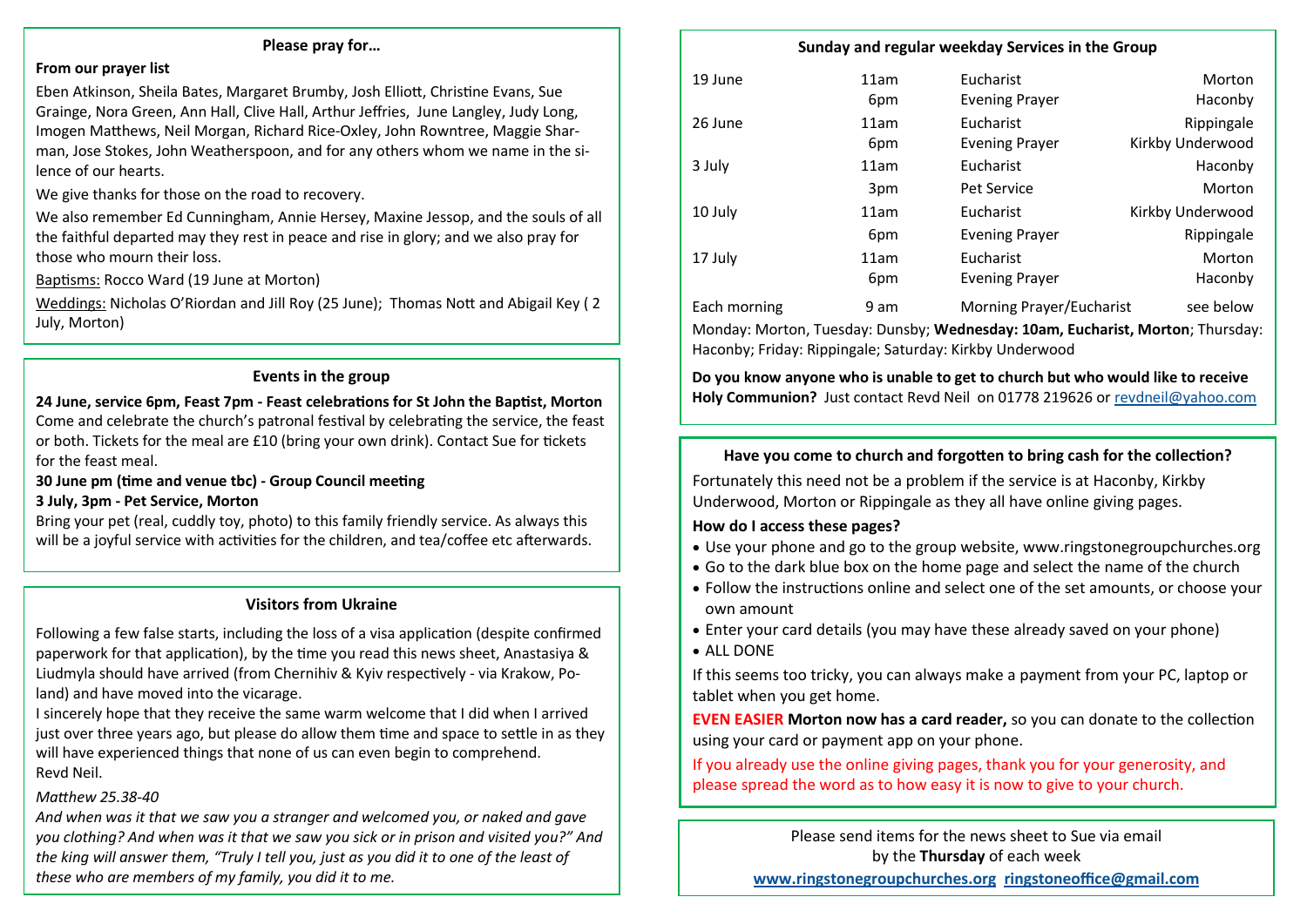## Please pray for…

**From our prayer list**

Eben Atkinson, Sheila Bates, Margaret Brumby, Josh Elliott, Christine Evans, Sue Grainge, Nora Green, Ann Hall, Clive Hall, Arthur Jeffries, June Langley, Judy Long, Imogen Matthews, Neil Morgan, Richard Rice-Oxley, John Rowntree, Maggie Sharman, Jose Stokes, John Weatherspoon, and for any others whom we name in the silence of our hearts.

We give thanks for those on the road to recovery.

We also remember Ed Cunningham, Annie Hersey, Maxine Jessop, and the souls of all the faithful departed may they rest in peace and rise in glory; and we also pray for those who mourn their loss.

Baptisms: Rocco Ward (19 June at Morton)

Weddings: Nicholas O'Riordan and Jill Roy (25 June); Thomas Nott and Abigail Key ( 2 July, Morton)

## Events in the group

**24 June, service 6pm, Feast 7pm - Feast celebrations for St John the Baptist, Morton**
Come and celebrate the church's patronal festival by celebrating the service, the feast or both. Tickets for the meal are £10 (bring your own drink). Contact Sue for tickets for the feast meal.

**30 June pm (time and venue tbc) - Group Council meeting**

**3 July, 3pm - Pet Service, Morton**
Bring your pet (real, cuddly toy, photo) to this family friendly service. As always this will be a joyful service with activities for the children, and tea/coffee etc afterwards.

## Visitors from Ukraine

Following a few false starts, including the loss of a visa application (despite confirmed paperwork for that application), by the time you read this news sheet, Anastasiya & Liudmyla should have arrived (from Chernihiv & Kyiv respectively - via Krakow, Poland) and have moved into the vicarage.

I sincerely hope that they receive the same warm welcome that I did when I arrived just over three years ago, but please do allow them time and space to settle in as they will have experienced things that none of us can even begin to comprehend.
Revd Neil.

*Matthew 25.38-40*

*And when was it that we saw you a stranger and welcomed you, or naked and gave you clothing? And when was it that we saw you sick or in prison and visited you?" And the king will answer them, "Truly I tell you, just as you did it to one of the least of these who are members of my family, you did it to me.*

## Sunday and regular weekday Services in the Group

| | | | |
|---|---|---|---|
| 19 June | 11am | Eucharist | Morton |
| | 6pm | Evening Prayer | Haconby |
| 26 June | 11am | Eucharist | Rippingale |
| | 6pm | Evening Prayer | Kirkby Underwood |
| 3 July | 11am | Eucharist | Haconby |
| | 3pm | Pet Service | Morton |
| 10 July | 11am | Eucharist | Kirkby Underwood |
| | 6pm | Evening Prayer | Rippingale |
| 17 July | 11am | Eucharist | Morton |
| | 6pm | Evening Prayer | Haconby |
| Each morning | 9 am | Morning Prayer/Eucharist | see below |

Monday: Morton, Tuesday: Dunsby; **Wednesday: 10am, Eucharist, Morton**; Thursday: Haconby; Friday: Rippingale; Saturday: Kirkby Underwood

**Do you know anyone who is unable to get to church but who would like to receive Holy Communion?** Just contact Revd Neil on 01778 219626 or revdneil@yahoo.com

## Have you come to church and forgotten to bring cash for the collection?

Fortunately this need not be a problem if the service is at Haconby, Kirkby Underwood, Morton or Rippingale as they all have online giving pages.

**How do I access these pages?**

- Use your phone and go to the group website, www.ringstonegroupchurches.org
- Go to the dark blue box on the home page and select the name of the church
- Follow the instructions online and select one of the set amounts, or choose your own amount
- Enter your card details (you may have these already saved on your phone)
- ALL DONE

If this seems too tricky, you can always make a payment from your PC, laptop or tablet when you get home.

**EVEN EASIER Morton now has a card reader,** so you can donate to the collection using your card or payment app on your phone.

If you already use the online giving pages, thank you for your generosity, and please spread the word as to how easy it is now to give to your church.

Please send items for the news sheet to Sue via email by the **Thursday** of each week

**www.ringstonegroupchurches.org ringstoneoffice@gmail.com**